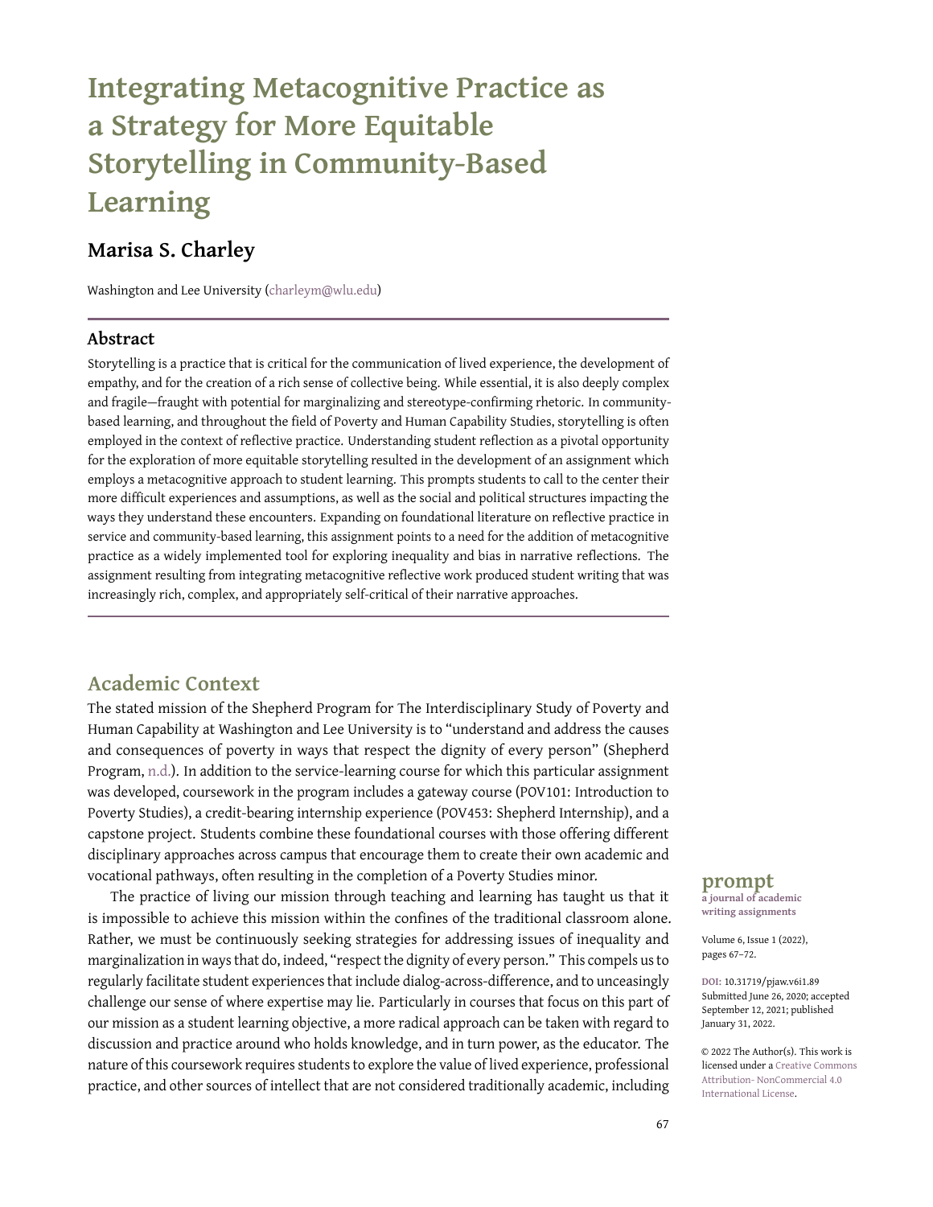# Integrating Metacognitive Practice as a Strategy for More Equitable Storytelling in Community-Based Learning

## Marisa S. Charley

Washington and Lee University (charleym@wlu.edu)

### Abstract

Storytelling is a practice that is critical for the communication of lived experience, the development of empathy, and for the creation of a rich sense of collective being. While essential, it is also deeply complex and fragile—fraught with potential for marginalizing and stereotype-confirming rhetoric. In community-based learning, and throughout the field of Poverty and Human Capability Studies, storytelling is often employed in the context of reflective practice. Understanding student reflection as a pivotal opportunity for the exploration of more equitable storytelling resulted in the development of an assignment which employs a metacognitive approach to student learning. This prompts students to call to the center their more difficult experiences and assumptions, as well as the social and political structures impacting the ways they understand these encounters. Expanding on foundational literature on reflective practice in service and community-based learning, this assignment points to a need for the addition of metacognitive practice as a widely implemented tool for exploring inequality and bias in narrative reflections. The assignment resulting from integrating metacognitive reflective work produced student writing that was increasingly rich, complex, and appropriately self-critical of their narrative approaches.

## Academic Context

The stated mission of the Shepherd Program for The Interdisciplinary Study of Poverty and Human Capability at Washington and Lee University is to "understand and address the causes and consequences of poverty in ways that respect the dignity of every person" (Shepherd Program, n.d.). In addition to the service-learning course for which this particular assignment was developed, coursework in the program includes a gateway course (POV101: Introduction to Poverty Studies), a credit-bearing internship experience (POV453: Shepherd Internship), and a capstone project. Students combine these foundational courses with those offering different disciplinary approaches across campus that encourage them to create their own academic and vocational pathways, often resulting in the completion of a Poverty Studies minor.

The practice of living our mission through teaching and learning has taught us that it is impossible to achieve this mission within the confines of the traditional classroom alone. Rather, we must be continuously seeking strategies for addressing issues of inequality and marginalization in ways that do, indeed, "respect the dignity of every person." This compels us to regularly facilitate student experiences that include dialog-across-difference, and to unceasingly challenge our sense of where expertise may lie. Particularly in courses that focus on this part of our mission as a student learning objective, a more radical approach can be taken with regard to discussion and practice around who holds knowledge, and in turn power, as the educator. The nature of this coursework requires students to explore the value of lived experience, professional practice, and other sources of intellect that are not considered traditionally academic, including

**prompt**
a journal of academic writing assignments

DOI: 10.31719/pjaw.v6i1.89
Submitted June 26, 2020; accepted September 12, 2021; published January 31, 2022.

© 2022 The Author(s). This work is licensed under a Creative Commons Attribution- NonCommercial 4.0 International License.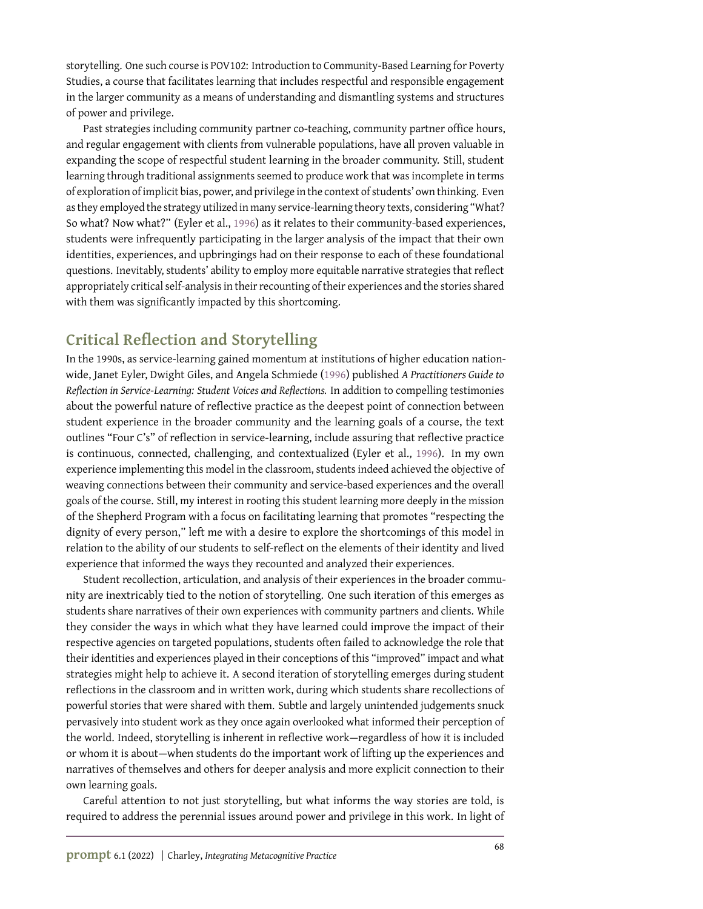storytelling. One such course is POV102: Introduction to Community-Based Learning for Poverty Studies, a course that facilitates learning that includes respectful and responsible engagement in the larger community as a means of understanding and dismantling systems and structures of power and privilege.

Past strategies including community partner co-teaching, community partner office hours, and regular engagement with clients from vulnerable populations, have all proven valuable in expanding the scope of respectful student learning in the broader community. Still, student learning through traditional assignments seemed to produce work that was incomplete in terms of exploration of implicit bias, power, and privilege in the context of students' own thinking. Even as they employed the strategy utilized in many service-learning theory texts, considering "What? So what? Now what?" (Eyler et al., 1996) as it relates to their community-based experiences, students were infrequently participating in the larger analysis of the impact that their own identities, experiences, and upbringings had on their response to each of these foundational questions. Inevitably, students' ability to employ more equitable narrative strategies that reflect appropriately critical self-analysis in their recounting of their experiences and the stories shared with them was significantly impacted by this shortcoming.

## Critical Reflection and Storytelling

In the 1990s, as service-learning gained momentum at institutions of higher education nationwide, Janet Eyler, Dwight Giles, and Angela Schmiede (1996) published *A Practitioners Guide to Reflection in Service-Learning: Student Voices and Reflections.* In addition to compelling testimonies about the powerful nature of reflective practice as the deepest point of connection between student experience in the broader community and the learning goals of a course, the text outlines "Four C's" of reflection in service-learning, include assuring that reflective practice is continuous, connected, challenging, and contextualized (Eyler et al., 1996). In my own experience implementing this model in the classroom, students indeed achieved the objective of weaving connections between their community and service-based experiences and the overall goals of the course. Still, my interest in rooting this student learning more deeply in the mission of the Shepherd Program with a focus on facilitating learning that promotes "respecting the dignity of every person," left me with a desire to explore the shortcomings of this model in relation to the ability of our students to self-reflect on the elements of their identity and lived experience that informed the ways they recounted and analyzed their experiences.

Student recollection, articulation, and analysis of their experiences in the broader community are inextricably tied to the notion of storytelling. One such iteration of this emerges as students share narratives of their own experiences with community partners and clients. While they consider the ways in which what they have learned could improve the impact of their respective agencies on targeted populations, students often failed to acknowledge the role that their identities and experiences played in their conceptions of this "improved" impact and what strategies might help to achieve it. A second iteration of storytelling emerges during student reflections in the classroom and in written work, during which students share recollections of powerful stories that were shared with them. Subtle and largely unintended judgements snuck pervasively into student work as they once again overlooked what informed their perception of the world. Indeed, storytelling is inherent in reflective work—regardless of how it is included or whom it is about—when students do the important work of lifting up the experiences and narratives of themselves and others for deeper analysis and more explicit connection to their own learning goals.

Careful attention to not just storytelling, but what informs the way stories are told, is required to address the perennial issues around power and privilege in this work. In light of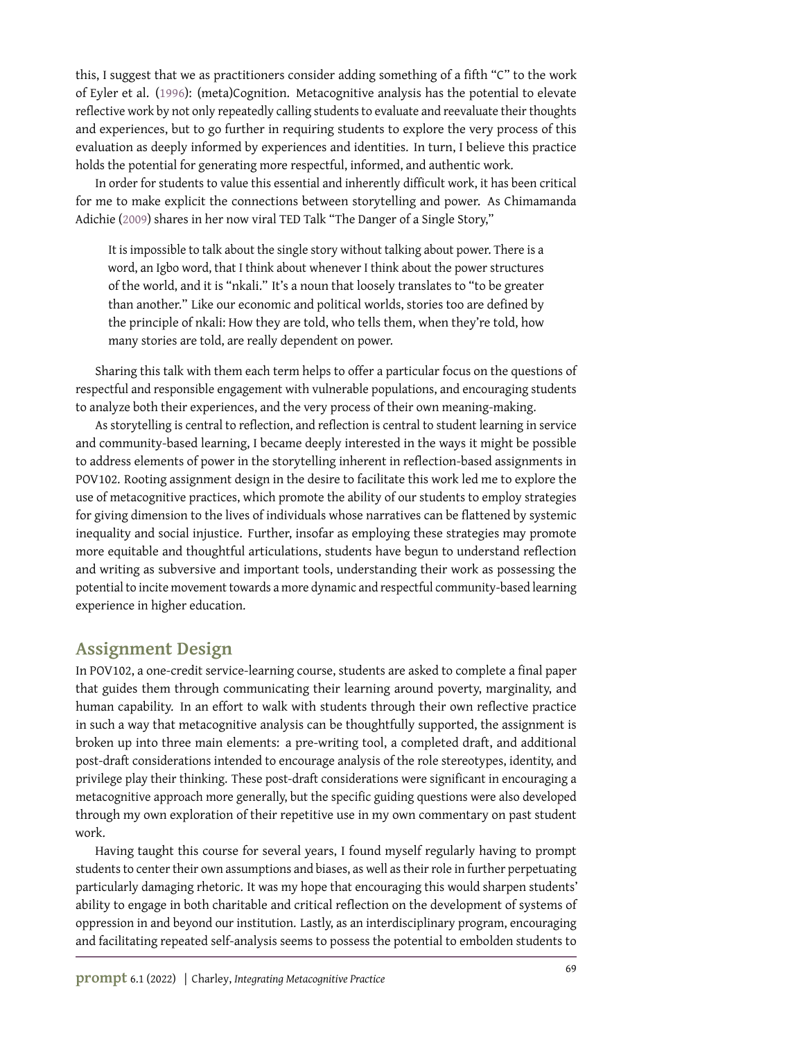this, I suggest that we as practitioners consider adding something of a fifth "C" to the work of Eyler et al. (1996): (meta)Cognition. Metacognitive analysis has the potential to elevate reflective work by not only repeatedly calling students to evaluate and reevaluate their thoughts and experiences, but to go further in requiring students to explore the very process of this evaluation as deeply informed by experiences and identities. In turn, I believe this practice holds the potential for generating more respectful, informed, and authentic work.

In order for students to value this essential and inherently difficult work, it has been critical for me to make explicit the connections between storytelling and power. As Chimamanda Adichie (2009) shares in her now viral TED Talk "The Danger of a Single Story,"

> It is impossible to talk about the single story without talking about power. There is a word, an Igbo word, that I think about whenever I think about the power structures of the world, and it is "nkali." It's a noun that loosely translates to "to be greater than another." Like our economic and political worlds, stories too are defined by the principle of nkali: How they are told, who tells them, when they're told, how many stories are told, are really dependent on power.

Sharing this talk with them each term helps to offer a particular focus on the questions of respectful and responsible engagement with vulnerable populations, and encouraging students to analyze both their experiences, and the very process of their own meaning-making.

As storytelling is central to reflection, and reflection is central to student learning in service and community-based learning, I became deeply interested in the ways it might be possible to address elements of power in the storytelling inherent in reflection-based assignments in POV102. Rooting assignment design in the desire to facilitate this work led me to explore the use of metacognitive practices, which promote the ability of our students to employ strategies for giving dimension to the lives of individuals whose narratives can be flattened by systemic inequality and social injustice. Further, insofar as employing these strategies may promote more equitable and thoughtful articulations, students have begun to understand reflection and writing as subversive and important tools, understanding their work as possessing the potential to incite movement towards a more dynamic and respectful community-based learning experience in higher education.

## Assignment Design

In POV102, a one-credit service-learning course, students are asked to complete a final paper that guides them through communicating their learning around poverty, marginality, and human capability. In an effort to walk with students through their own reflective practice in such a way that metacognitive analysis can be thoughtfully supported, the assignment is broken up into three main elements: a pre-writing tool, a completed draft, and additional post-draft considerations intended to encourage analysis of the role stereotypes, identity, and privilege play their thinking. These post-draft considerations were significant in encouraging a metacognitive approach more generally, but the specific guiding questions were also developed through my own exploration of their repetitive use in my own commentary on past student work.

Having taught this course for several years, I found myself regularly having to prompt students to center their own assumptions and biases, as well as their role in further perpetuating particularly damaging rhetoric. It was my hope that encouraging this would sharpen students' ability to engage in both charitable and critical reflection on the development of systems of oppression in and beyond our institution. Lastly, as an interdisciplinary program, encouraging and facilitating repeated self-analysis seems to possess the potential to embolden students to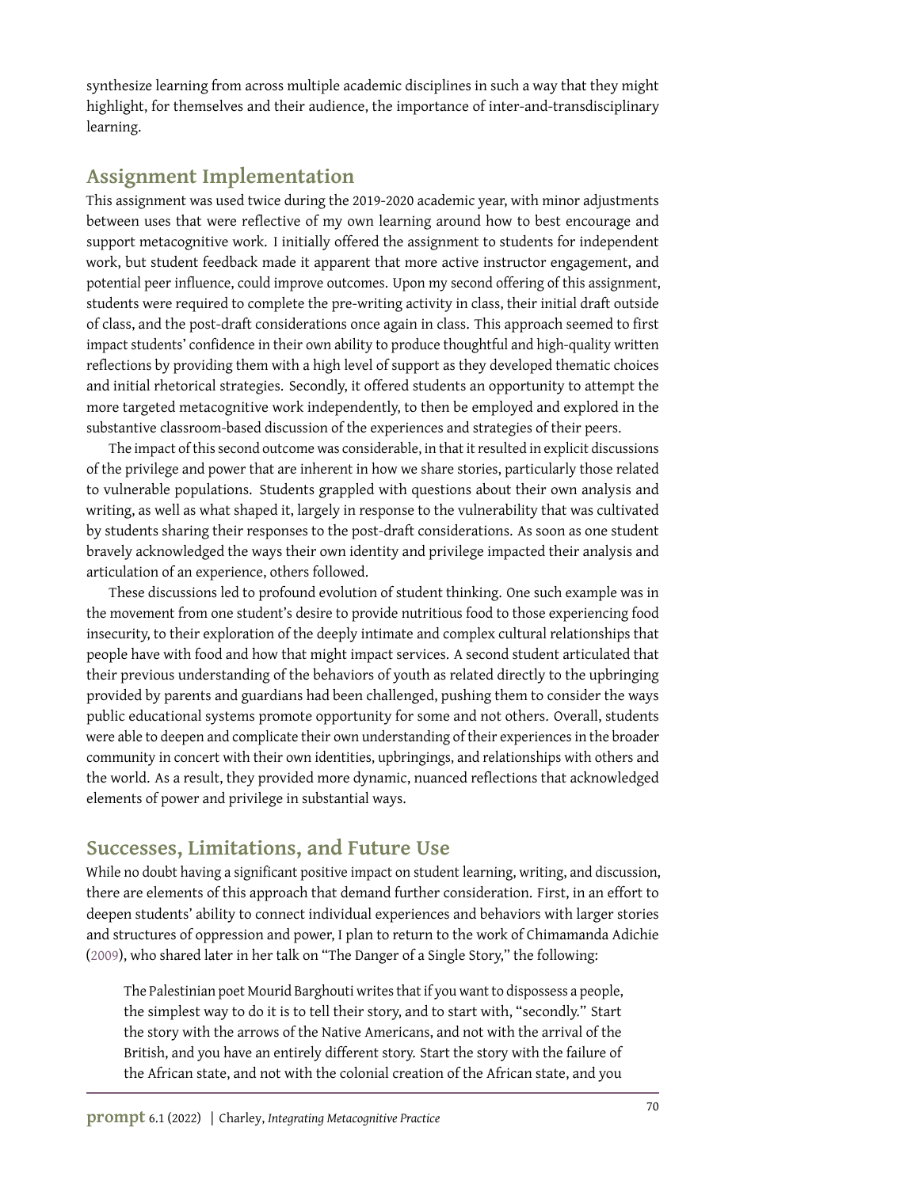synthesize learning from across multiple academic disciplines in such a way that they might highlight, for themselves and their audience, the importance of inter-and-transdisciplinary learning.

## Assignment Implementation

This assignment was used twice during the 2019-2020 academic year, with minor adjustments between uses that were reflective of my own learning around how to best encourage and support metacognitive work. I initially offered the assignment to students for independent work, but student feedback made it apparent that more active instructor engagement, and potential peer influence, could improve outcomes. Upon my second offering of this assignment, students were required to complete the pre-writing activity in class, their initial draft outside of class, and the post-draft considerations once again in class. This approach seemed to first impact students' confidence in their own ability to produce thoughtful and high-quality written reflections by providing them with a high level of support as they developed thematic choices and initial rhetorical strategies. Secondly, it offered students an opportunity to attempt the more targeted metacognitive work independently, to then be employed and explored in the substantive classroom-based discussion of the experiences and strategies of their peers.

The impact of this second outcome was considerable, in that it resulted in explicit discussions of the privilege and power that are inherent in how we share stories, particularly those related to vulnerable populations. Students grappled with questions about their own analysis and writing, as well as what shaped it, largely in response to the vulnerability that was cultivated by students sharing their responses to the post-draft considerations. As soon as one student bravely acknowledged the ways their own identity and privilege impacted their analysis and articulation of an experience, others followed.

These discussions led to profound evolution of student thinking. One such example was in the movement from one student's desire to provide nutritious food to those experiencing food insecurity, to their exploration of the deeply intimate and complex cultural relationships that people have with food and how that might impact services. A second student articulated that their previous understanding of the behaviors of youth as related directly to the upbringing provided by parents and guardians had been challenged, pushing them to consider the ways public educational systems promote opportunity for some and not others. Overall, students were able to deepen and complicate their own understanding of their experiences in the broader community in concert with their own identities, upbringings, and relationships with others and the world. As a result, they provided more dynamic, nuanced reflections that acknowledged elements of power and privilege in substantial ways.

## Successes, Limitations, and Future Use

While no doubt having a significant positive impact on student learning, writing, and discussion, there are elements of this approach that demand further consideration. First, in an effort to deepen students' ability to connect individual experiences and behaviors with larger stories and structures of oppression and power, I plan to return to the work of Chimamanda Adichie (2009), who shared later in her talk on "The Danger of a Single Story," the following:

> The Palestinian poet Mourid Barghouti writes that if you want to dispossess a people, the simplest way to do it is to tell their story, and to start with, "secondly." Start the story with the arrows of the Native Americans, and not with the arrival of the British, and you have an entirely different story. Start the story with the failure of the African state, and not with the colonial creation of the African state, and you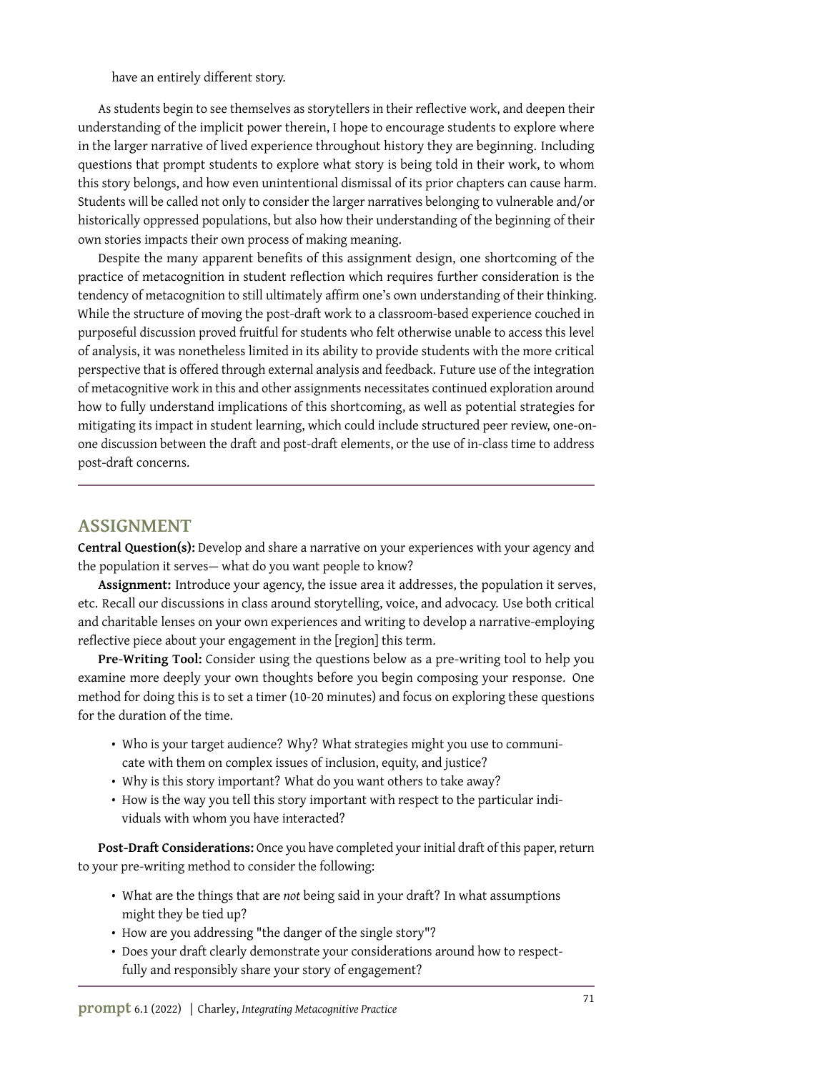have an entirely different story.

As students begin to see themselves as storytellers in their reflective work, and deepen their understanding of the implicit power therein, I hope to encourage students to explore where in the larger narrative of lived experience throughout history they are beginning. Including questions that prompt students to explore what story is being told in their work, to whom this story belongs, and how even unintentional dismissal of its prior chapters can cause harm. Students will be called not only to consider the larger narratives belonging to vulnerable and/or historically oppressed populations, but also how their understanding of the beginning of their own stories impacts their own process of making meaning.

Despite the many apparent benefits of this assignment design, one shortcoming of the practice of metacognition in student reflection which requires further consideration is the tendency of metacognition to still ultimately affirm one's own understanding of their thinking. While the structure of moving the post-draft work to a classroom-based experience couched in purposeful discussion proved fruitful for students who felt otherwise unable to access this level of analysis, it was nonetheless limited in its ability to provide students with the more critical perspective that is offered through external analysis and feedback. Future use of the integration of metacognitive work in this and other assignments necessitates continued exploration around how to fully understand implications of this shortcoming, as well as potential strategies for mitigating its impact in student learning, which could include structured peer review, one-on-one discussion between the draft and post-draft elements, or the use of in-class time to address post-draft concerns.

---

## ASSIGNMENT

**Central Question(s):** Develop and share a narrative on your experiences with your agency and the population it serves— what do you want people to know?

**Assignment:** Introduce your agency, the issue area it addresses, the population it serves, etc. Recall our discussions in class around storytelling, voice, and advocacy. Use both critical and charitable lenses on your own experiences and writing to develop a narrative-employing reflective piece about your engagement in the [region] this term.

**Pre-Writing Tool:** Consider using the questions below as a pre-writing tool to help you examine more deeply your own thoughts before you begin composing your response. One method for doing this is to set a timer (10-20 minutes) and focus on exploring these questions for the duration of the time.

- Who is your target audience? Why? What strategies might you use to communicate with them on complex issues of inclusion, equity, and justice?
- Why is this story important? What do you want others to take away?
- How is the way you tell this story important with respect to the particular individuals with whom you have interacted?

**Post-Draft Considerations:** Once you have completed your initial draft of this paper, return to your pre-writing method to consider the following:

- What are the things that are *not* being said in your draft? In what assumptions might they be tied up?
- How are you addressing "the danger of the single story"?
- Does your draft clearly demonstrate your considerations around how to respectfully and responsibly share your story of engagement?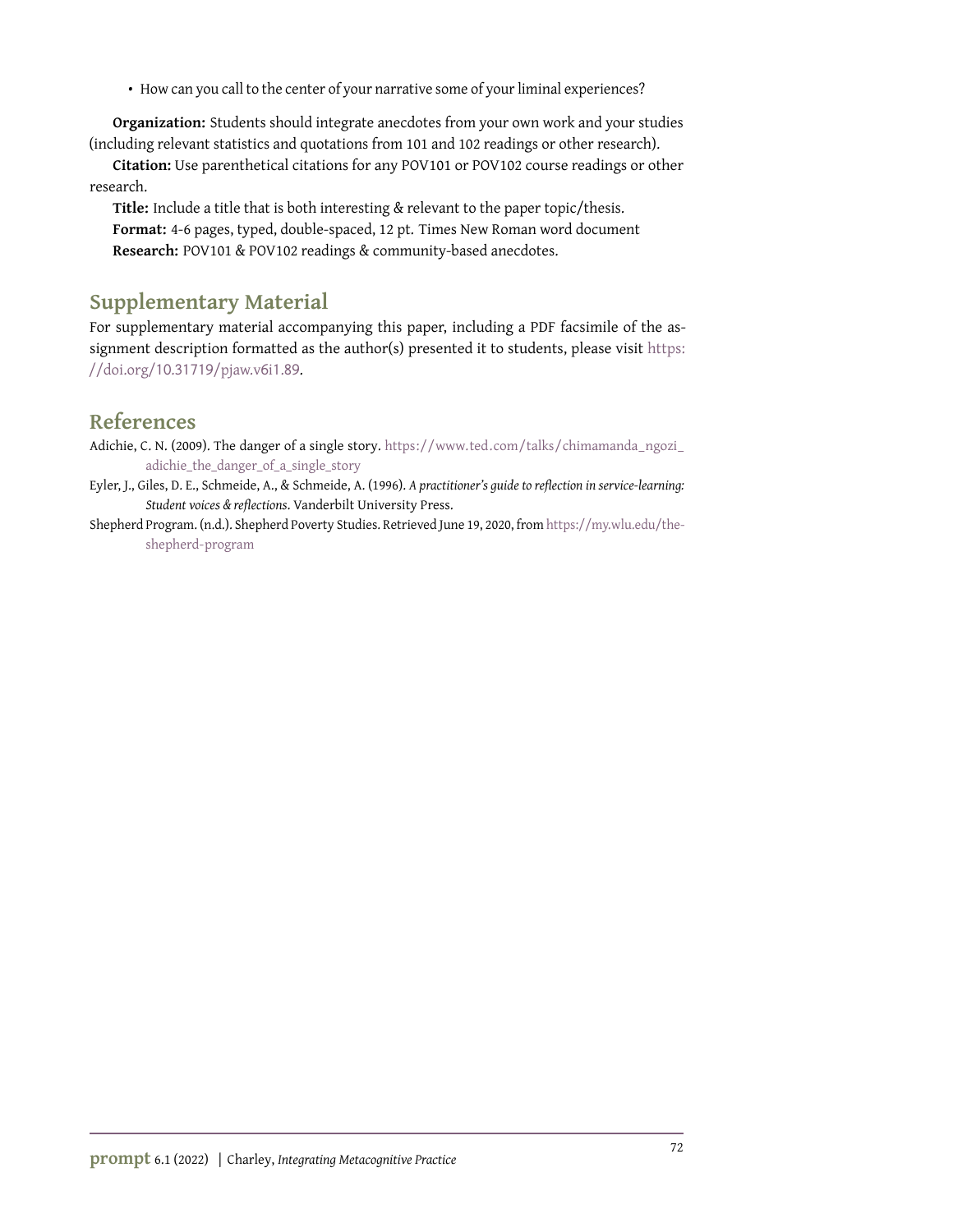- How can you call to the center of your narrative some of your liminal experiences?

**Organization:** Students should integrate anecdotes from your own work and your studies (including relevant statistics and quotations from 101 and 102 readings or other research).

**Citation:** Use parenthetical citations for any POV101 or POV102 course readings or other research.

**Title:** Include a title that is both interesting & relevant to the paper topic/thesis.

**Format:** 4-6 pages, typed, double-spaced, 12 pt. Times New Roman word document

**Research:** POV101 & POV102 readings & community-based anecdotes.

## Supplementary Material

For supplementary material accompanying this paper, including a PDF facsimile of the assignment description formatted as the author(s) presented it to students, please visit https://doi.org/10.31719/pjaw.v6i1.89.

## References

Adichie, C. N. (2009). The danger of a single story. https://www.ted.com/talks/chimamanda_ngozi_adichie_the_danger_of_a_single_story

Eyler, J., Giles, D. E., Schmeide, A., & Schmeide, A. (1996). *A practitioner's guide to reflection in service-learning: Student voices & reflections*. Vanderbilt University Press.

Shepherd Program. (n.d.). Shepherd Poverty Studies. Retrieved June 19, 2020, from https://my.wlu.edu/the-shepherd-program